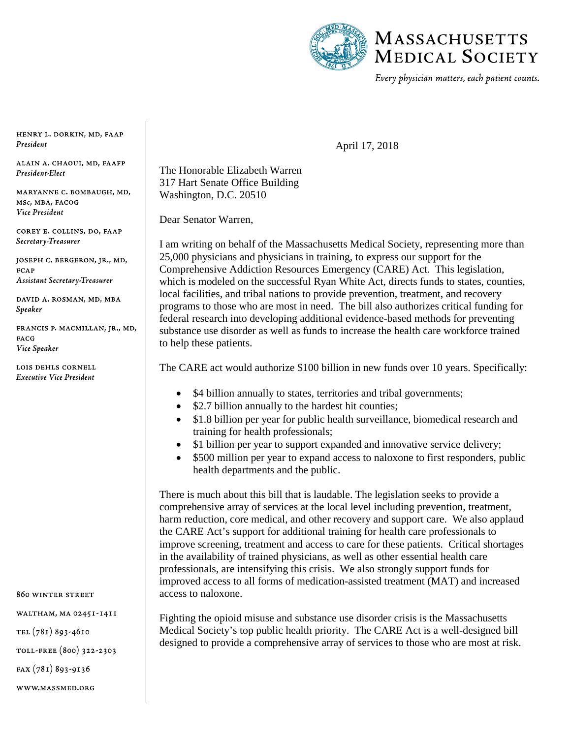# MASSACHUSETTS MEDICAL SOCIETY

*Every physician matters, each patient counts.*

HENRY L. DORKIN, MD, FAAP
*President*

ALAIN A. CHAOUI, MD, FAAFP
*President-Elect*

MARYANNE C. BOMBAUGH, MD, MSc, MBA, FACOG
*Vice President*

COREY E. COLLINS, DO, FAAP
*Secretary-Treasurer*

JOSEPH C. BERGERON, JR., MD, FCAP
*Assistant Secretary-Treasurer*

DAVID A. ROSMAN, MD, MBA
*Speaker*

FRANCIS P. MACMILLAN, JR., MD, FACG
*Vice Speaker*

LOIS DEHLS CORNELL
*Executive Vice President*

860 WINTER STREET

WALTHAM, MA 02451-1411

TEL (781) 893-4610

TOLL-FREE (800) 322-2303

FAX (781) 893-9136

WWW.MASSMED.ORG

April 17, 2018

The Honorable Elizabeth Warren
317 Hart Senate Office Building
Washington, D.C. 20510

Dear Senator Warren,

I am writing on behalf of the Massachusetts Medical Society, representing more than 25,000 physicians and physicians in training, to express our support for the Comprehensive Addiction Resources Emergency (CARE) Act. This legislation, which is modeled on the successful Ryan White Act, directs funds to states, counties, local facilities, and tribal nations to provide prevention, treatment, and recovery programs to those who are most in need. The bill also authorizes critical funding for federal research into developing additional evidence-based methods for preventing substance use disorder as well as funds to increase the health care workforce trained to help these patients.

The CARE act would authorize $100 billion in new funds over 10 years. Specifically:

- $4 billion annually to states, territories and tribal governments;
- $2.7 billion annually to the hardest hit counties;
- $1.8 billion per year for public health surveillance, biomedical research and training for health professionals;
- $1 billion per year to support expanded and innovative service delivery;
- $500 million per year to expand access to naloxone to first responders, public health departments and the public.

There is much about this bill that is laudable. The legislation seeks to provide a comprehensive array of services at the local level including prevention, treatment, harm reduction, core medical, and other recovery and support care. We also applaud the CARE Act's support for additional training for health care professionals to improve screening, treatment and access to care for these patients. Critical shortages in the availability of trained physicians, as well as other essential health care professionals, are intensifying this crisis. We also strongly support funds for improved access to all forms of medication-assisted treatment (MAT) and increased access to naloxone.

Fighting the opioid misuse and substance use disorder crisis is the Massachusetts Medical Society's top public health priority. The CARE Act is a well-designed bill designed to provide a comprehensive array of services to those who are most at risk.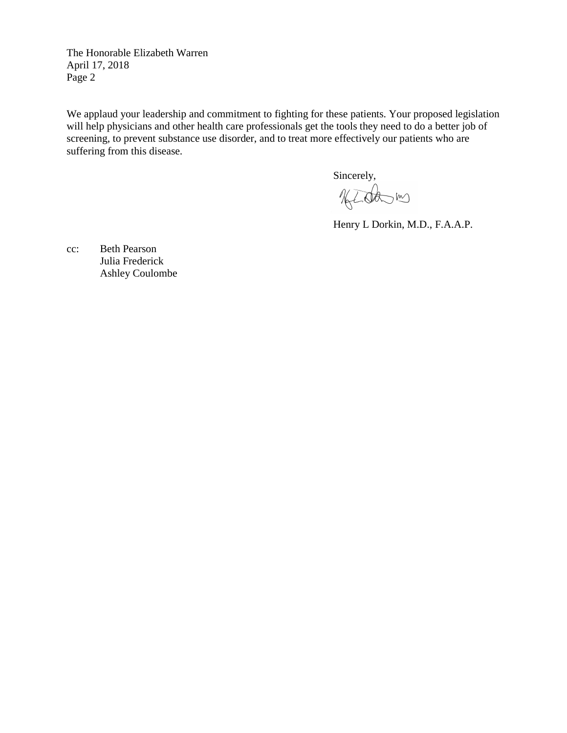We applaud your leadership and commitment to fighting for these patients. Your proposed legislation will help physicians and other health care professionals get the tools they need to do a better job of screening, to prevent substance use disorder, and to treat more effectively our patients who are suffering from this disease.

Sincerely,

Henry L Dorkin, M.D., F.A.A.P.

cc: Beth Pearson
Julia Frederick
Ashley Coulombe